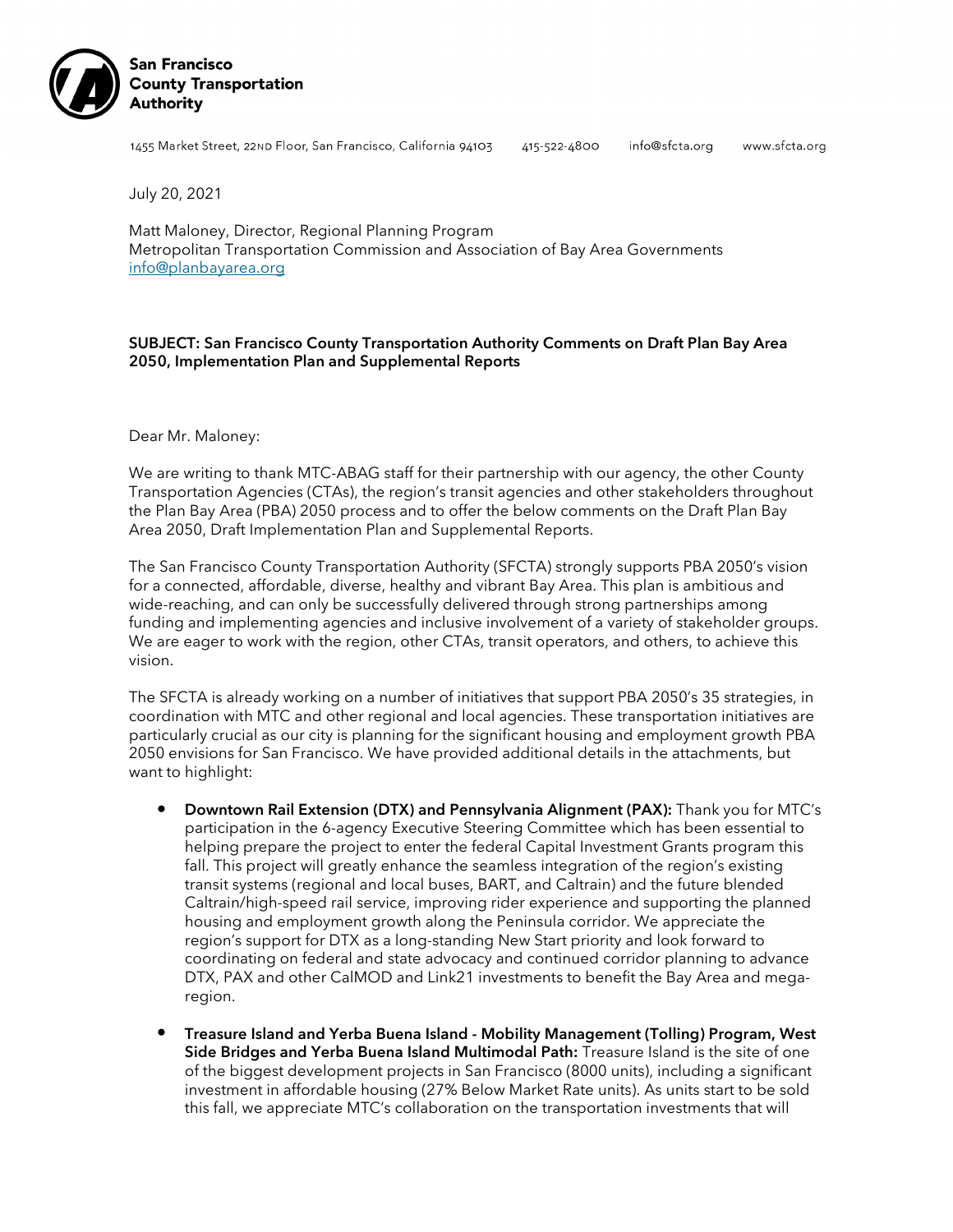**San Francisco County Transportation Authority**

1455 Market Street, 22ND Floor, San Francisco, California 94103 415-522-4800 info@sfcta.org www.sfcta.org

July 20, 2021

Matt Maloney, Director, Regional Planning Program
Metropolitan Transportation Commission and Association of Bay Area Governments
info@planbayarea.org

**SUBJECT: San Francisco County Transportation Authority Comments on Draft Plan Bay Area 2050, Implementation Plan and Supplemental Reports**

Dear Mr. Maloney:

We are writing to thank MTC-ABAG staff for their partnership with our agency, the other County Transportation Agencies (CTAs), the region's transit agencies and other stakeholders throughout the Plan Bay Area (PBA) 2050 process and to offer the below comments on the Draft Plan Bay Area 2050, Draft Implementation Plan and Supplemental Reports.

The San Francisco County Transportation Authority (SFCTA) strongly supports PBA 2050's vision for a connected, affordable, diverse, healthy and vibrant Bay Area. This plan is ambitious and wide-reaching, and can only be successfully delivered through strong partnerships among funding and implementing agencies and inclusive involvement of a variety of stakeholder groups. We are eager to work with the region, other CTAs, transit operators, and others, to achieve this vision.

The SFCTA is already working on a number of initiatives that support PBA 2050's 35 strategies, in coordination with MTC and other regional and local agencies. These transportation initiatives are particularly crucial as our city is planning for the significant housing and employment growth PBA 2050 envisions for San Francisco. We have provided additional details in the attachments, but want to highlight:

- **Downtown Rail Extension (DTX) and Pennsylvania Alignment (PAX):** Thank you for MTC's participation in the 6-agency Executive Steering Committee which has been essential to helping prepare the project to enter the federal Capital Investment Grants program this fall. This project will greatly enhance the seamless integration of the region's existing transit systems (regional and local buses, BART, and Caltrain) and the future blended Caltrain/high-speed rail service, improving rider experience and supporting the planned housing and employment growth along the Peninsula corridor. We appreciate the region's support for DTX as a long-standing New Start priority and look forward to coordinating on federal and state advocacy and continued corridor planning to advance DTX, PAX and other CalMOD and Link21 investments to benefit the Bay Area and mega-region.
- **Treasure Island and Yerba Buena Island - Mobility Management (Tolling) Program, West Side Bridges and Yerba Buena Island Multimodal Path:** Treasure Island is the site of one of the biggest development projects in San Francisco (8000 units), including a significant investment in affordable housing (27% Below Market Rate units). As units start to be sold this fall, we appreciate MTC's collaboration on the transportation investments that will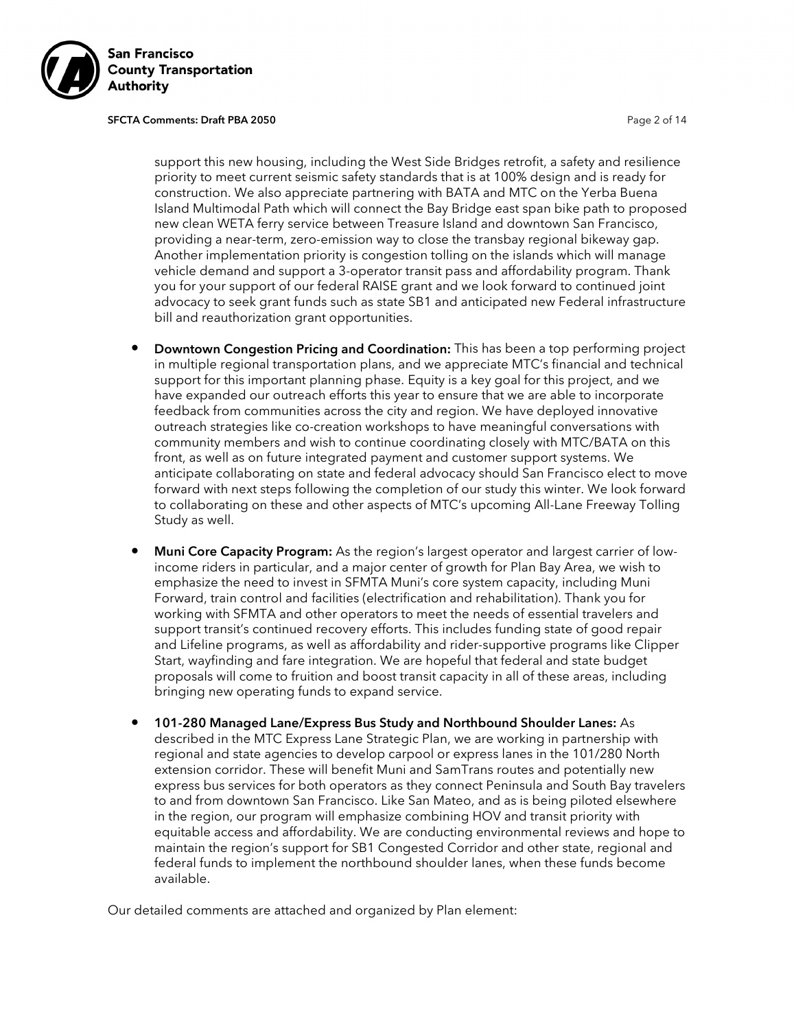support this new housing, including the West Side Bridges retrofit, a safety and resilience priority to meet current seismic safety standards that is at 100% design and is ready for construction. We also appreciate partnering with BATA and MTC on the Yerba Buena Island Multimodal Path which will connect the Bay Bridge east span bike path to proposed new clean WETA ferry service between Treasure Island and downtown San Francisco, providing a near-term, zero-emission way to close the transbay regional bikeway gap. Another implementation priority is congestion tolling on the islands which will manage vehicle demand and support a 3-operator transit pass and affordability program. Thank you for your support of our federal RAISE grant and we look forward to continued joint advocacy to seek grant funds such as state SB1 and anticipated new Federal infrastructure bill and reauthorization grant opportunities.

- **Downtown Congestion Pricing and Coordination:** This has been a top performing project in multiple regional transportation plans, and we appreciate MTC's financial and technical support for this important planning phase. Equity is a key goal for this project, and we have expanded our outreach efforts this year to ensure that we are able to incorporate feedback from communities across the city and region. We have deployed innovative outreach strategies like co-creation workshops to have meaningful conversations with community members and wish to continue coordinating closely with MTC/BATA on this front, as well as on future integrated payment and customer support systems. We anticipate collaborating on state and federal advocacy should San Francisco elect to move forward with next steps following the completion of our study this winter. We look forward to collaborating on these and other aspects of MTC's upcoming All-Lane Freeway Tolling Study as well.

- **Muni Core Capacity Program:** As the region's largest operator and largest carrier of low-income riders in particular, and a major center of growth for Plan Bay Area, we wish to emphasize the need to invest in SFMTA Muni's core system capacity, including Muni Forward, train control and facilities (electrification and rehabilitation). Thank you for working with SFMTA and other operators to meet the needs of essential travelers and support transit's continued recovery efforts. This includes funding state of good repair and Lifeline programs, as well as affordability and rider-supportive programs like Clipper Start, wayfinding and fare integration. We are hopeful that federal and state budget proposals will come to fruition and boost transit capacity in all of these areas, including bringing new operating funds to expand service.

- **101-280 Managed Lane/Express Bus Study and Northbound Shoulder Lanes:** As described in the MTC Express Lane Strategic Plan, we are working in partnership with regional and state agencies to develop carpool or express lanes in the 101/280 North extension corridor. These will benefit Muni and SamTrans routes and potentially new express bus services for both operators as they connect Peninsula and South Bay travelers to and from downtown San Francisco. Like San Mateo, and as is being piloted elsewhere in the region, our program will emphasize combining HOV and transit priority with equitable access and affordability. We are conducting environmental reviews and hope to maintain the region's support for SB1 Congested Corridor and other state, regional and federal funds to implement the northbound shoulder lanes, when these funds become available.

Our detailed comments are attached and organized by Plan element: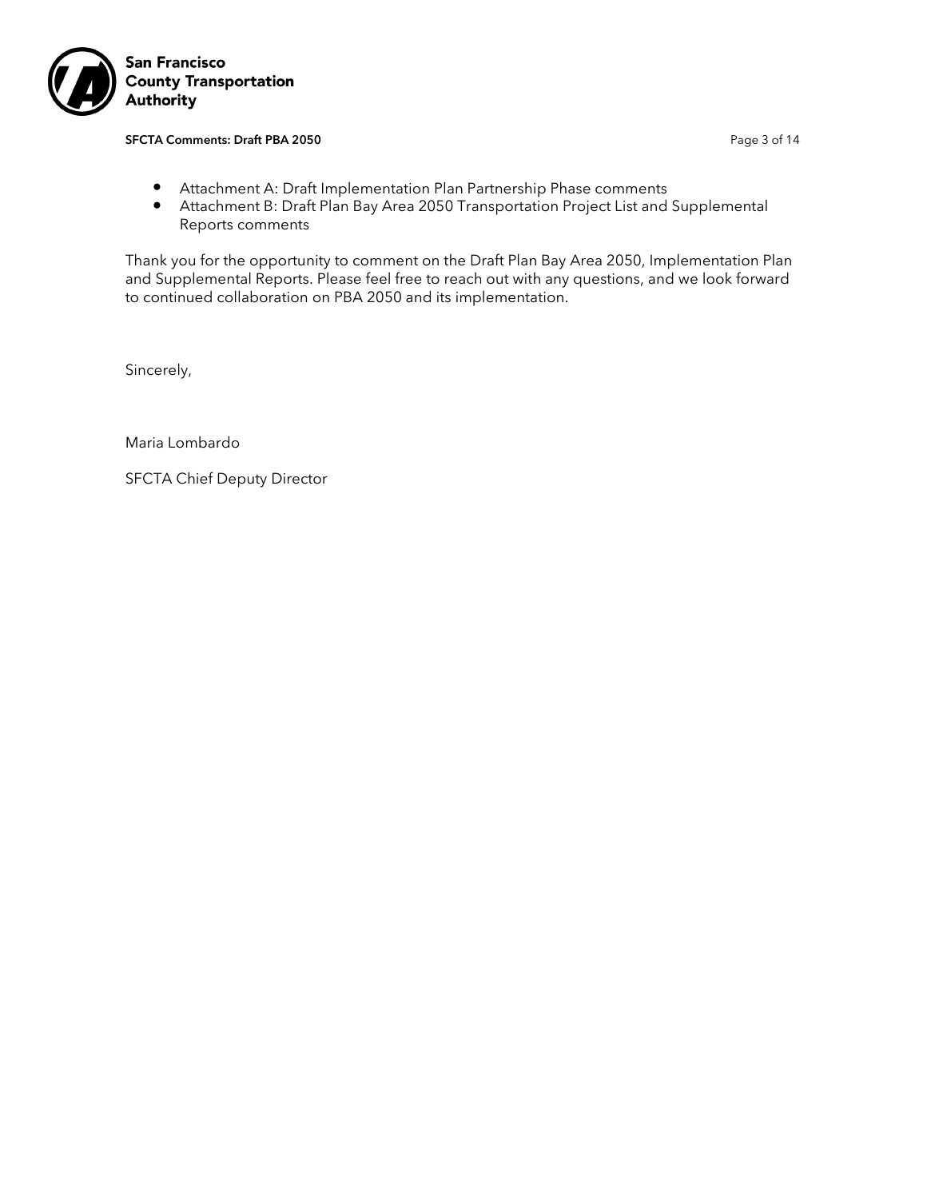- Attachment A: Draft Implementation Plan Partnership Phase comments
- Attachment B: Draft Plan Bay Area 2050 Transportation Project List and Supplemental Reports comments

Thank you for the opportunity to comment on the Draft Plan Bay Area 2050, Implementation Plan and Supplemental Reports. Please feel free to reach out with any questions, and we look forward to continued collaboration on PBA 2050 and its implementation.

Sincerely,

Maria Lombardo

SFCTA Chief Deputy Director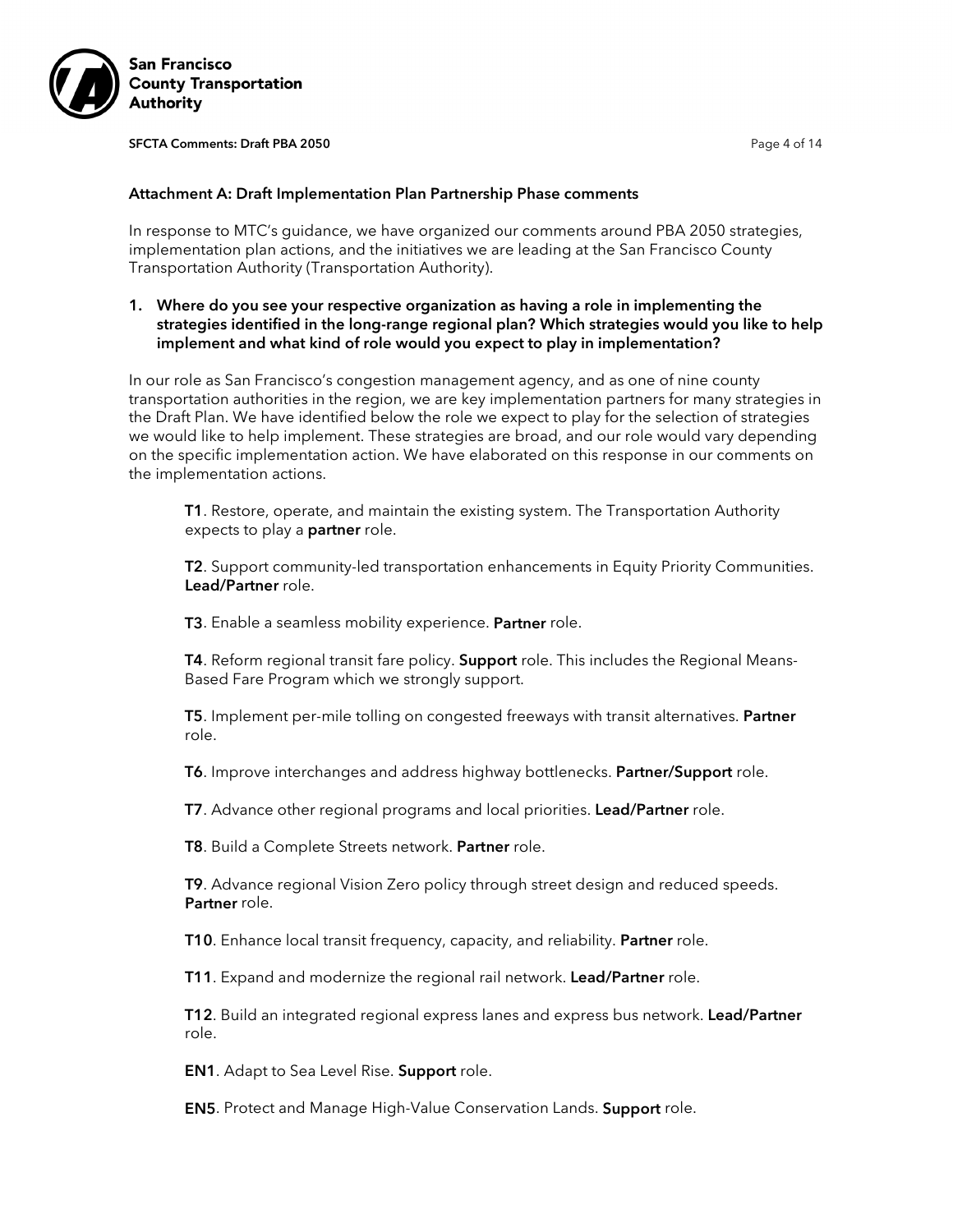### Attachment A: Draft Implementation Plan Partnership Phase comments

In response to MTC's guidance, we have organized our comments around PBA 2050 strategies, implementation plan actions, and the initiatives we are leading at the San Francisco County Transportation Authority (Transportation Authority).

1. **Where do you see your respective organization as having a role in implementing the strategies identified in the long-range regional plan? Which strategies would you like to help implement and what kind of role would you expect to play in implementation?**

In our role as San Francisco's congestion management agency, and as one of nine county transportation authorities in the region, we are key implementation partners for many strategies in the Draft Plan. We have identified below the role we expect to play for the selection of strategies we would like to help implement. These strategies are broad, and our role would vary depending on the specific implementation action. We have elaborated on this response in our comments on the implementation actions.

> **T1**. Restore, operate, and maintain the existing system. The Transportation Authority expects to play a **partner** role.
>
> **T2**. Support community-led transportation enhancements in Equity Priority Communities. **Lead/Partner** role.
>
> **T3**. Enable a seamless mobility experience. **Partner** role.
>
> **T4**. Reform regional transit fare policy. **Support** role. This includes the Regional Means-Based Fare Program which we strongly support.
>
> **T5**. Implement per-mile tolling on congested freeways with transit alternatives. **Partner** role.
>
> **T6**. Improve interchanges and address highway bottlenecks. **Partner/Support** role.
>
> **T7**. Advance other regional programs and local priorities. **Lead/Partner** role.
>
> **T8**. Build a Complete Streets network. **Partner** role.
>
> **T9**. Advance regional Vision Zero policy through street design and reduced speeds. **Partner** role.
>
> **T10**. Enhance local transit frequency, capacity, and reliability. **Partner** role.
>
> **T11**. Expand and modernize the regional rail network. **Lead/Partner** role.
>
> **T12**. Build an integrated regional express lanes and express bus network. **Lead/Partner** role.
>
> **EN1**. Adapt to Sea Level Rise. **Support** role.
>
> **EN5**. Protect and Manage High-Value Conservation Lands. **Support** role.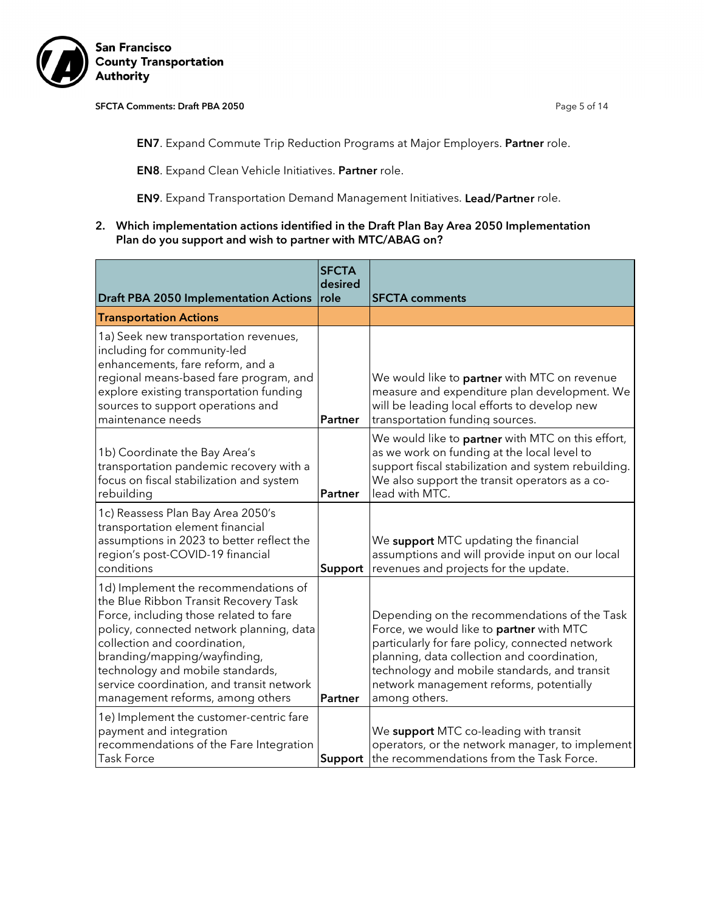**EN7**. Expand Commute Trip Reduction Programs at Major Employers. **Partner** role.

**EN8**. Expand Clean Vehicle Initiatives. **Partner** role.

**EN9**. Expand Transportation Demand Management Initiatives. **Lead/Partner** role.

2. **Which implementation actions identified in the Draft Plan Bay Area 2050 Implementation Plan do you support and wish to partner with MTC/ABAG on?**

| Draft PBA 2050 Implementation Actions | SFCTA desired role | SFCTA comments |
|---|---|---|
| **Transportation Actions** | | |
| 1a) Seek new transportation revenues, including for community-led enhancements, fare reform, and a regional means-based fare program, and explore existing transportation funding sources to support operations and maintenance needs | **Partner** | We would like to **partner** with MTC on revenue measure and expenditure plan development. We will be leading local efforts to develop new transportation funding sources. |
| 1b) Coordinate the Bay Area's transportation pandemic recovery with a focus on fiscal stabilization and system rebuilding | **Partner** | We would like to **partner** with MTC on this effort, as we work on funding at the local level to support fiscal stabilization and system rebuilding. We also support the transit operators as a co-lead with MTC. |
| 1c) Reassess Plan Bay Area 2050's transportation element financial assumptions in 2023 to better reflect the region's post-COVID-19 financial conditions | **Support** | We **support** MTC updating the financial assumptions and will provide input on our local revenues and projects for the update. |
| 1d) Implement the recommendations of the Blue Ribbon Transit Recovery Task Force, including those related to fare policy, connected network planning, data collection and coordination, branding/mapping/wayfinding, technology and mobile standards, service coordination, and transit network management reforms, among others | **Partner** | Depending on the recommendations of the Task Force, we would like to **partner** with MTC particularly for fare policy, connected network planning, data collection and coordination, technology and mobile standards, and transit network management reforms, potentially among others. |
| 1e) Implement the customer-centric fare payment and integration recommendations of the Fare Integration Task Force | **Support** | We **support** MTC co-leading with transit operators, or the network manager, to implement the recommendations from the Task Force. |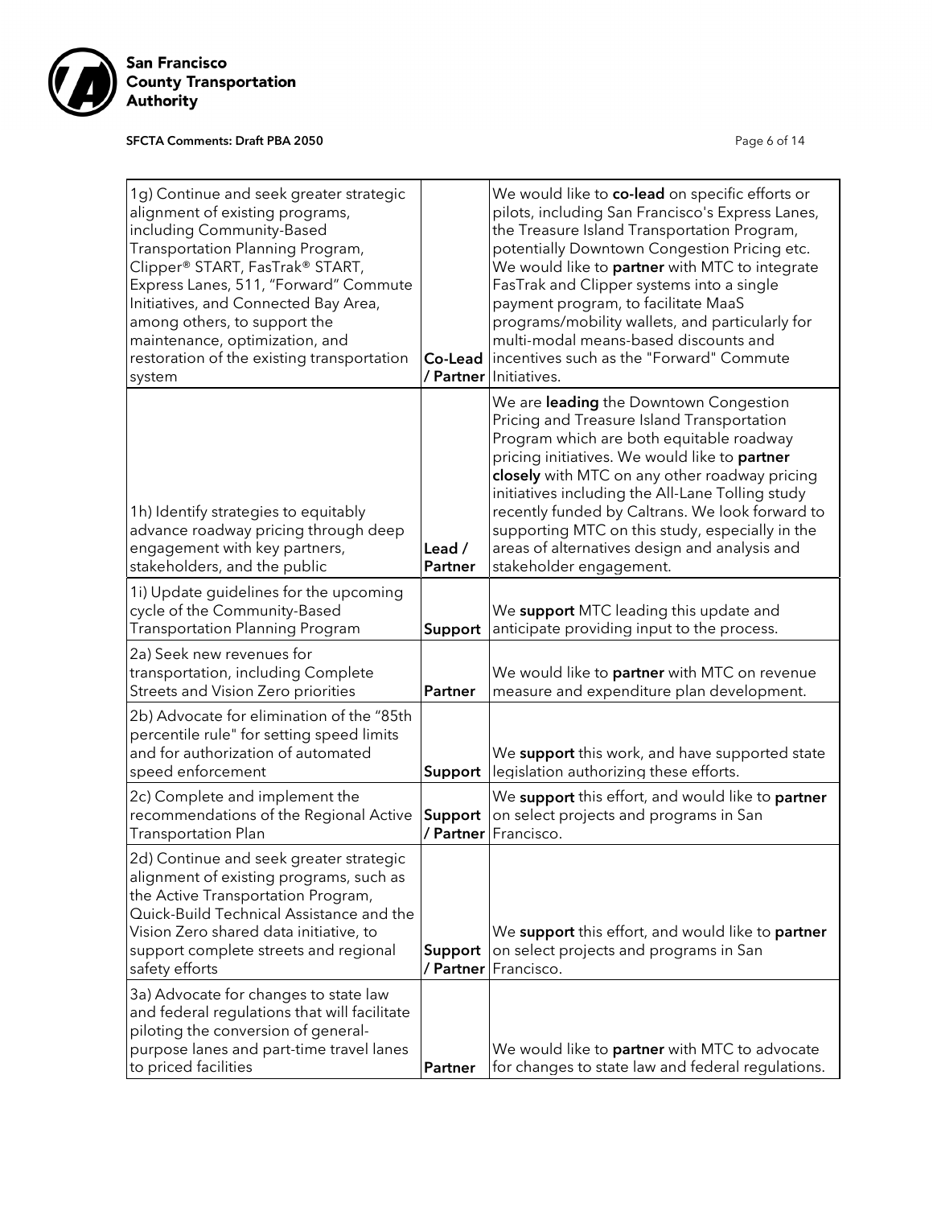| | | |
|---|---|---|
| 1g) Continue and seek greater strategic alignment of existing programs, including Community-Based Transportation Planning Program, Clipper® START, FasTrak® START, Express Lanes, 511, "Forward" Commute Initiatives, and Connected Bay Area, among others, to support the maintenance, optimization, and restoration of the existing transportation system | **Co-Lead / Partner** | We would like to **co-lead** on specific efforts or pilots, including San Francisco's Express Lanes, the Treasure Island Transportation Program, potentially Downtown Congestion Pricing etc. We would like to **partner** with MTC to integrate FasTrak and Clipper systems into a single payment program, to facilitate MaaS programs/mobility wallets, and particularly for multi-modal means-based discounts and incentives such as the "Forward" Commute Initiatives. |
| 1h) Identify strategies to equitably advance roadway pricing through deep engagement with key partners, stakeholders, and the public | **Lead / Partner** | We are **leading** the Downtown Congestion Pricing and Treasure Island Transportation Program which are both equitable roadway pricing initiatives. We would like to **partner closely** with MTC on any other roadway pricing initiatives including the All-Lane Tolling study recently funded by Caltrans. We look forward to supporting MTC on this study, especially in the areas of alternatives design and analysis and stakeholder engagement. |
| 1i) Update guidelines for the upcoming cycle of the Community-Based Transportation Planning Program | **Support** | We **support** MTC leading this update and anticipate providing input to the process. |
| 2a) Seek new revenues for transportation, including Complete Streets and Vision Zero priorities | **Partner** | We would like to **partner** with MTC on revenue measure and expenditure plan development. |
| 2b) Advocate for elimination of the "85th percentile rule" for setting speed limits and for authorization of automated speed enforcement | **Support** | We **support** this work, and have supported state legislation authorizing these efforts. |
| 2c) Complete and implement the recommendations of the Regional Active Transportation Plan | **Support / Partner** | We **support** this effort, and would like to **partner** on select projects and programs in San Francisco. |
| 2d) Continue and seek greater strategic alignment of existing programs, such as the Active Transportation Program, Quick-Build Technical Assistance and the Vision Zero shared data initiative, to support complete streets and regional safety efforts | **Support / Partner** | We **support** this effort, and would like to **partner** on select projects and programs in San Francisco. |
| 3a) Advocate for changes to state law and federal regulations that will facilitate piloting the conversion of general-purpose lanes and part-time travel lanes to priced facilities | **Partner** | We would like to **partner** with MTC to advocate for changes to state law and federal regulations. |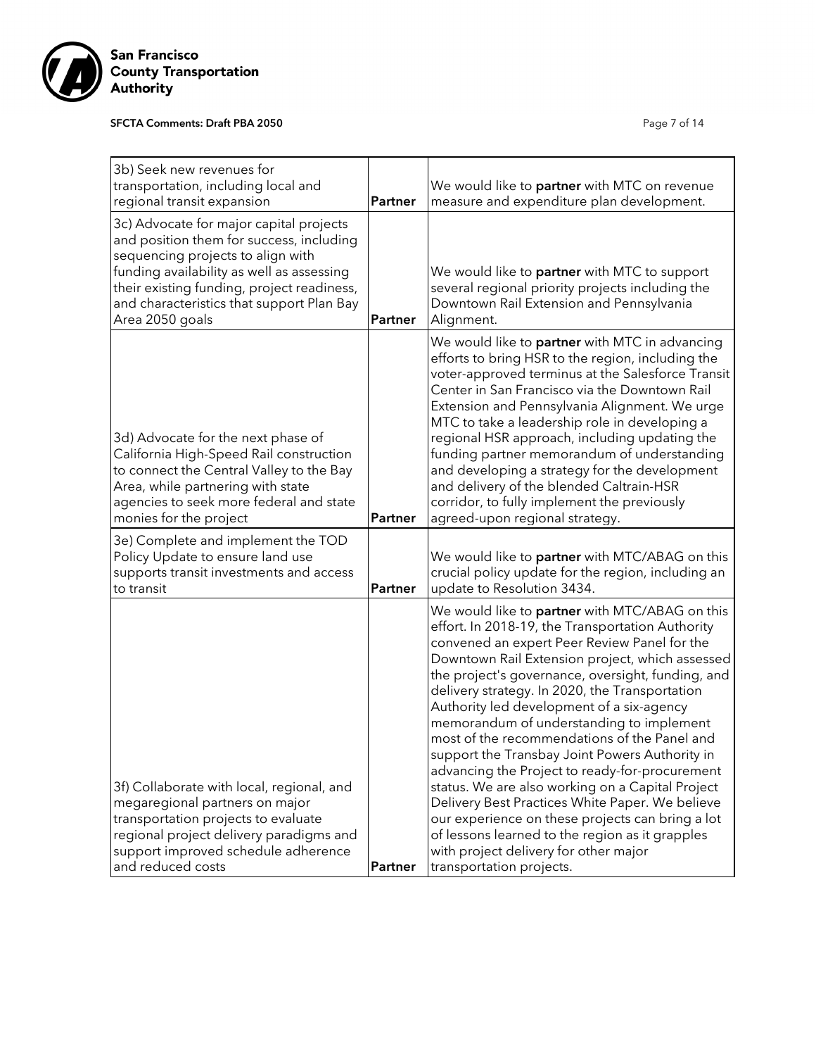| | | |
|---|---|---|
| 3b) Seek new revenues for transportation, including local and regional transit expansion | **Partner** | We would like to **partner** with MTC on revenue measure and expenditure plan development. |
| 3c) Advocate for major capital projects and position them for success, including sequencing projects to align with funding availability as well as assessing their existing funding, project readiness, and characteristics that support Plan Bay Area 2050 goals | **Partner** | We would like to **partner** with MTC to support several regional priority projects including the Downtown Rail Extension and Pennsylvania Alignment. |
| 3d) Advocate for the next phase of California High-Speed Rail construction to connect the Central Valley to the Bay Area, while partnering with state agencies to seek more federal and state monies for the project | **Partner** | We would like to **partner** with MTC in advancing efforts to bring HSR to the region, including the voter-approved terminus at the Salesforce Transit Center in San Francisco via the Downtown Rail Extension and Pennsylvania Alignment. We urge MTC to take a leadership role in developing a regional HSR approach, including updating the funding partner memorandum of understanding and developing a strategy for the development and delivery of the blended Caltrain-HSR corridor, to fully implement the previously agreed-upon regional strategy. |
| 3e) Complete and implement the TOD Policy Update to ensure land use supports transit investments and access to transit | **Partner** | We would like to **partner** with MTC/ABAG on this crucial policy update for the region, including an update to Resolution 3434. |
| 3f) Collaborate with local, regional, and megaregional partners on major transportation projects to evaluate regional project delivery paradigms and support improved schedule adherence and reduced costs | **Partner** | We would like to **partner** with MTC/ABAG on this effort. In 2018-19, the Transportation Authority convened an expert Peer Review Panel for the Downtown Rail Extension project, which assessed the project's governance, oversight, funding, and delivery strategy. In 2020, the Transportation Authority led development of a six-agency memorandum of understanding to implement most of the recommendations of the Panel and support the Transbay Joint Powers Authority in advancing the Project to ready-for-procurement status. We are also working on a Capital Project Delivery Best Practices White Paper. We believe our experience on these projects can bring a lot of lessons learned to the region as it grapples with project delivery for other major transportation projects. |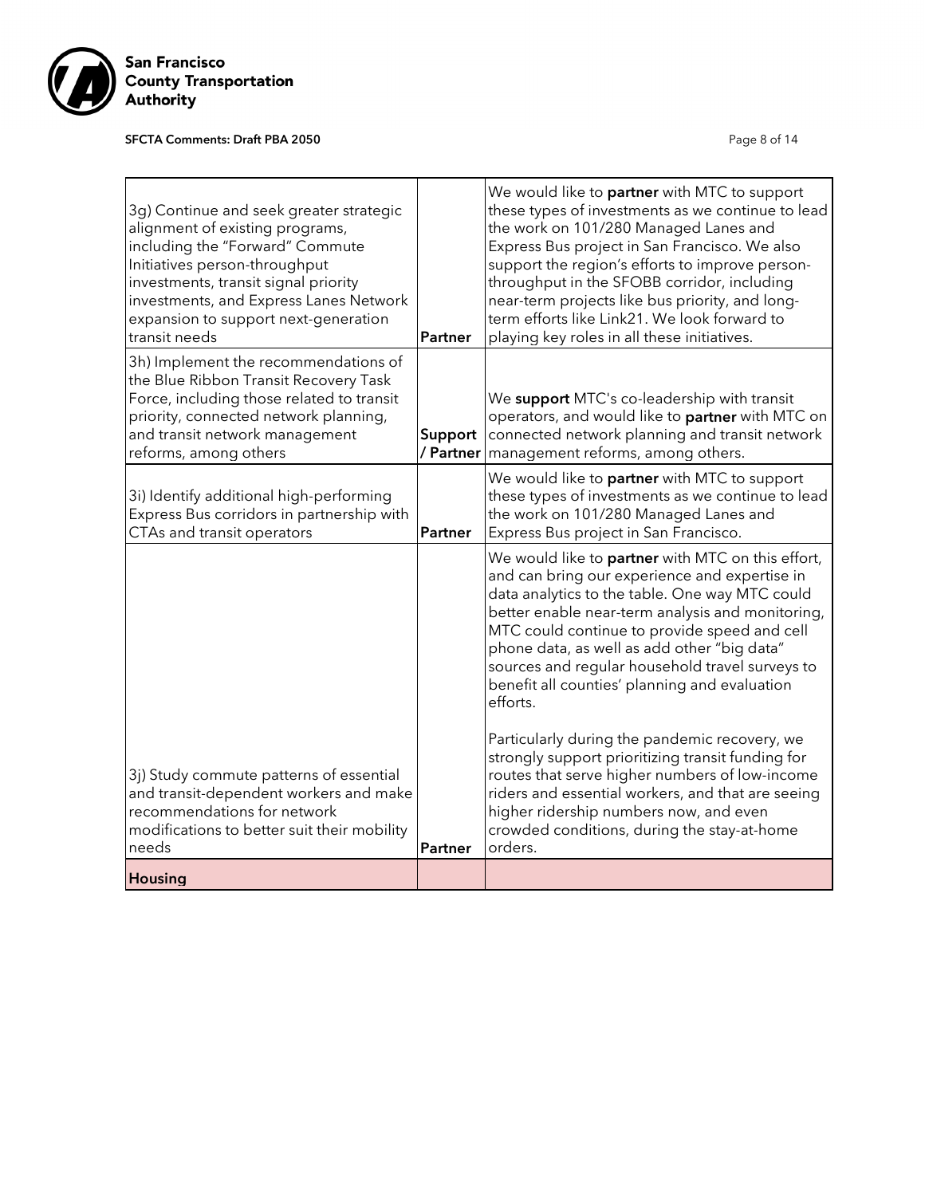| | | |
|---|---|---|
| 3g) Continue and seek greater strategic alignment of existing programs, including the "Forward" Commute Initiatives person-throughput investments, transit signal priority investments, and Express Lanes Network expansion to support next-generation transit needs | **Partner** | We would like to **partner** with MTC to support these types of investments as we continue to lead the work on 101/280 Managed Lanes and Express Bus project in San Francisco. We also support the region's efforts to improve person-throughput in the SFOBB corridor, including near-term projects like bus priority, and long-term efforts like Link21. We look forward to playing key roles in all these initiatives. |
| 3h) Implement the recommendations of the Blue Ribbon Transit Recovery Task Force, including those related to transit priority, connected network planning, and transit network management reforms, among others | **Support / Partner** | We **support** MTC's co-leadership with transit operators, and would like to **partner** with MTC on connected network planning and transit network management reforms, among others. |
| 3i) Identify additional high-performing Express Bus corridors in partnership with CTAs and transit operators | **Partner** | We would like to **partner** with MTC to support these types of investments as we continue to lead the work on 101/280 Managed Lanes and Express Bus project in San Francisco. |
| 3j) Study commute patterns of essential and transit-dependent workers and make recommendations for network modifications to better suit their mobility needs | **Partner** | We would like to **partner** with MTC on this effort, and can bring our experience and expertise in data analytics to the table. One way MTC could better enable near-term analysis and monitoring, MTC could continue to provide speed and cell phone data, as well as add other "big data" sources and regular household travel surveys to benefit all counties' planning and evaluation efforts.<br><br>Particularly during the pandemic recovery, we strongly support prioritizing transit funding for routes that serve higher numbers of low-income riders and essential workers, and that are seeing higher ridership numbers now, and even crowded conditions, during the stay-at-home orders. |
| **Housing** | | |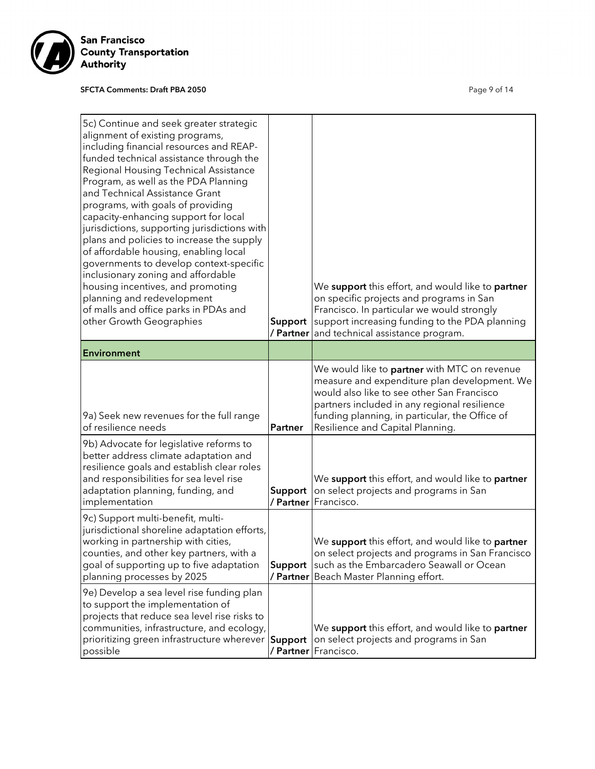| | | |
|---|---|---|
| 5c) Continue and seek greater strategic alignment of existing programs, including financial resources and REAP-funded technical assistance through the Regional Housing Technical Assistance Program, as well as the PDA Planning and Technical Assistance Grant programs, with goals of providing capacity-enhancing support for local jurisdictions, supporting jurisdictions with plans and policies to increase the supply of affordable housing, enabling local governments to develop context-specific inclusionary zoning and affordable housing incentives, and promoting planning and redevelopment of malls and office parks in PDAs and other Growth Geographies | **Support / Partner** | We **support** this effort, and would like to **partner** on specific projects and programs in San Francisco. In particular we would strongly support increasing funding to the PDA planning and technical assistance program. |
| **Environment** | | |
| 9a) Seek new revenues for the full range of resilience needs | **Partner** | We would like to **partner** with MTC on revenue measure and expenditure plan development. We would also like to see other San Francisco partners included in any regional resilience funding planning, in particular, the Office of Resilience and Capital Planning. |
| 9b) Advocate for legislative reforms to better address climate adaptation and resilience goals and establish clear roles and responsibilities for sea level rise adaptation planning, funding, and implementation | **Support / Partner** | We **support** this effort, and would like to **partner** on select projects and programs in San Francisco. |
| 9c) Support multi-benefit, multi-jurisdictional shoreline adaptation efforts, working in partnership with cities, counties, and other key partners, with a goal of supporting up to five adaptation planning processes by 2025 | **Support / Partner** | We **support** this effort, and would like to **partner** on select projects and programs in San Francisco such as the Embarcadero Seawall or Ocean Beach Master Planning effort. |
| 9e) Develop a sea level rise funding plan to support the implementation of projects that reduce sea level rise risks to communities, infrastructure, and ecology, prioritizing green infrastructure wherever possible | **Support / Partner** | We **support** this effort, and would like to **partner** on select projects and programs in San Francisco. |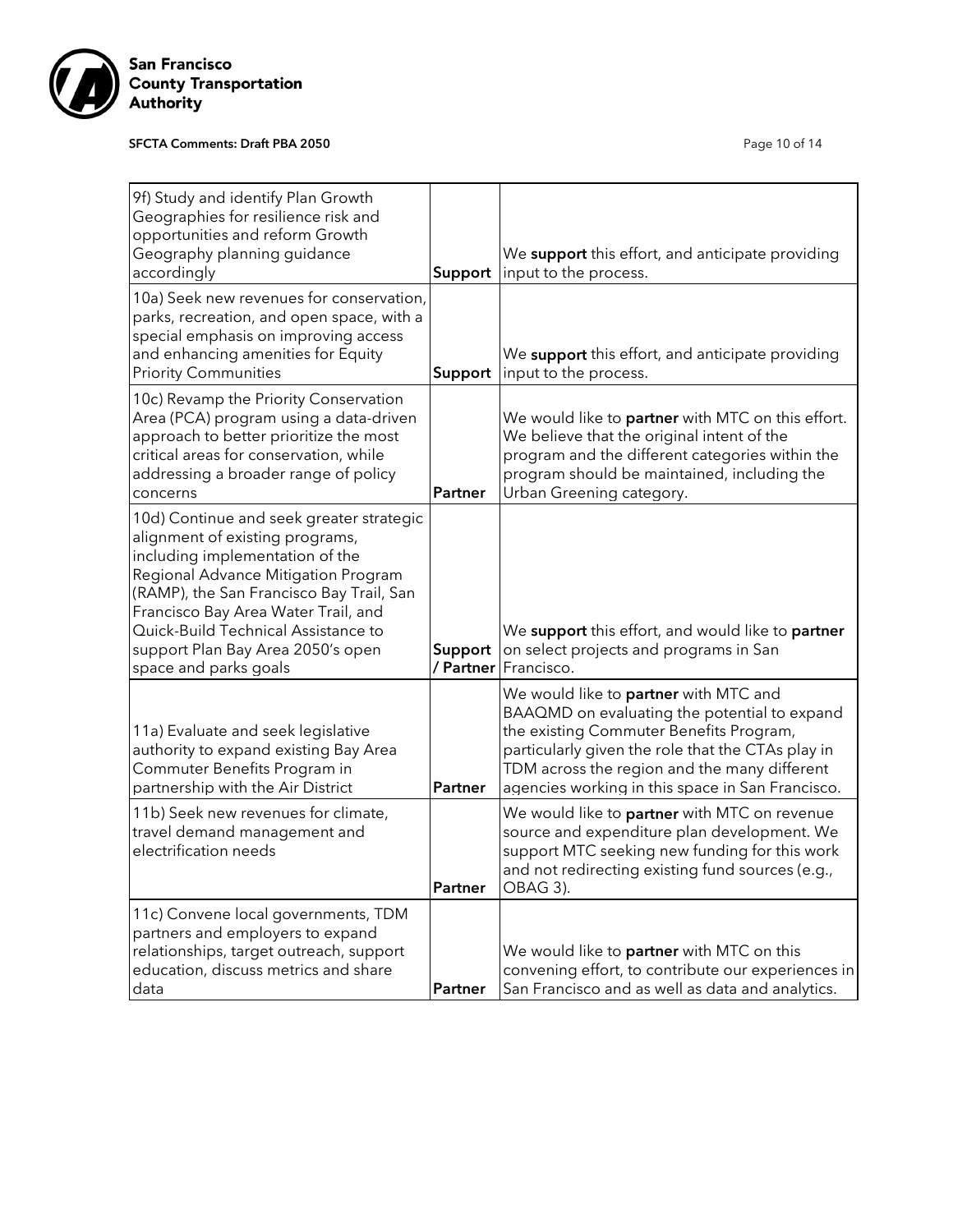| | | |
|---|---|---|
| 9f) Study and identify Plan Growth Geographies for resilience risk and opportunities and reform Growth Geography planning guidance accordingly | **Support** | We **support** this effort, and anticipate providing input to the process. |
| 10a) Seek new revenues for conservation, parks, recreation, and open space, with a special emphasis on improving access and enhancing amenities for Equity Priority Communities | **Support** | We **support** this effort, and anticipate providing input to the process. |
| 10c) Revamp the Priority Conservation Area (PCA) program using a data-driven approach to better prioritize the most critical areas for conservation, while addressing a broader range of policy concerns | **Partner** | We would like to **partner** with MTC on this effort. We believe that the original intent of the program and the different categories within the program should be maintained, including the Urban Greening category. |
| 10d) Continue and seek greater strategic alignment of existing programs, including implementation of the Regional Advance Mitigation Program (RAMP), the San Francisco Bay Trail, San Francisco Bay Area Water Trail, and Quick-Build Technical Assistance to support Plan Bay Area 2050's open space and parks goals | **Support / Partner** | We **support** this effort, and would like to **partner** on select projects and programs in San Francisco. |
| 11a) Evaluate and seek legislative authority to expand existing Bay Area Commuter Benefits Program in partnership with the Air District | **Partner** | We would like to **partner** with MTC and BAAQMD on evaluating the potential to expand the existing Commuter Benefits Program, particularly given the role that the CTAs play in TDM across the region and the many different agencies working in this space in San Francisco. |
| 11b) Seek new revenues for climate, travel demand management and electrification needs | **Partner** | We would like to **partner** with MTC on revenue source and expenditure plan development. We support MTC seeking new funding for this work and not redirecting existing fund sources (e.g., OBAG 3). |
| 11c) Convene local governments, TDM partners and employers to expand relationships, target outreach, support education, discuss metrics and share data | **Partner** | We would like to **partner** with MTC on this convening effort, to contribute our experiences in San Francisco and as well as data and analytics. |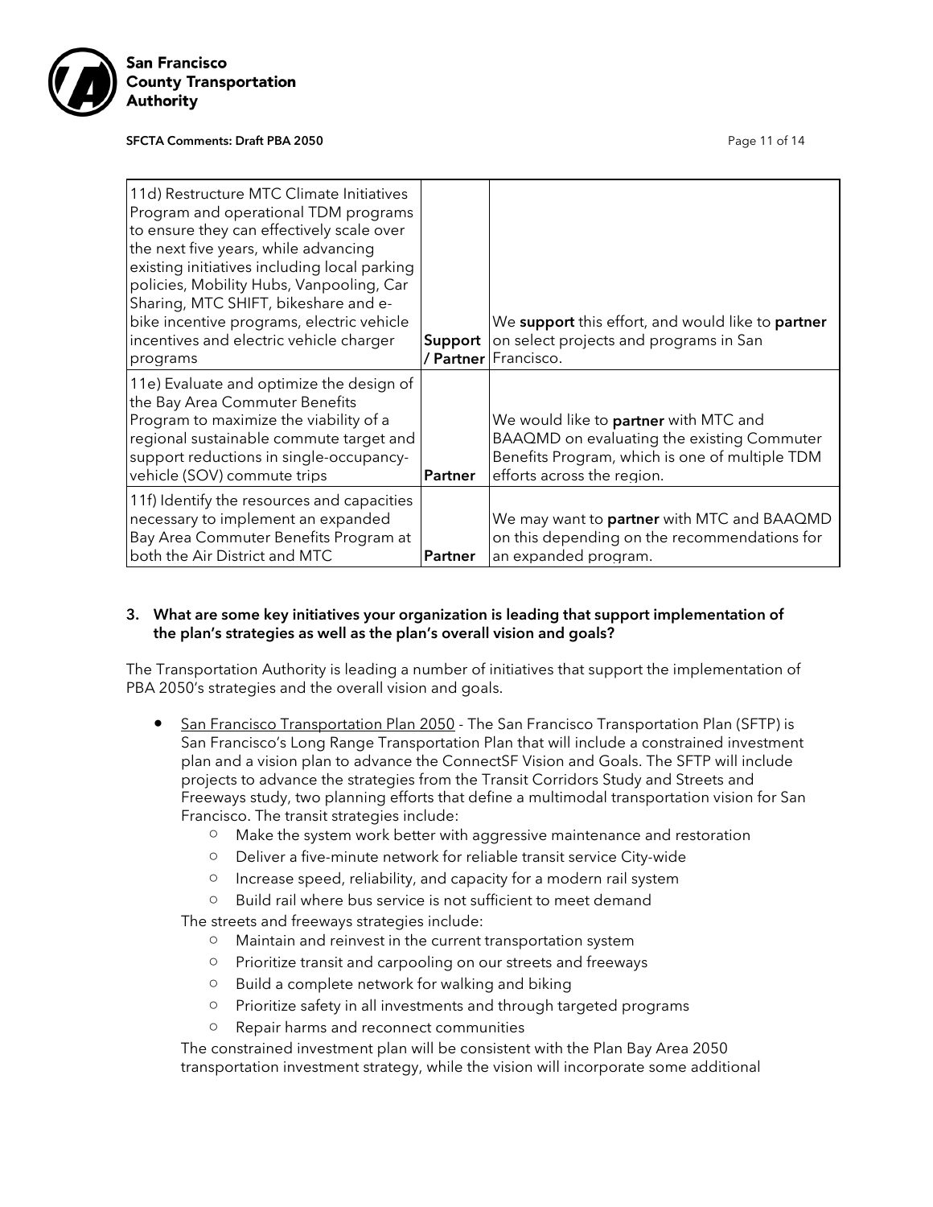| | | |
|---|---|---|
| 11d) Restructure MTC Climate Initiatives Program and operational TDM programs to ensure they can effectively scale over the next five years, while advancing existing initiatives including local parking policies, Mobility Hubs, Vanpooling, Car Sharing, MTC SHIFT, bikeshare and e-bike incentive programs, electric vehicle incentives and electric vehicle charger programs | **Support / Partner** | We **support** this effort, and would like to **partner** on select projects and programs in San Francisco. |
| 11e) Evaluate and optimize the design of the Bay Area Commuter Benefits Program to maximize the viability of a regional sustainable commute target and support reductions in single-occupancy-vehicle (SOV) commute trips | **Partner** | We would like to **partner** with MTC and BAAQMD on evaluating the existing Commuter Benefits Program, which is one of multiple TDM efforts across the region. |
| 11f) Identify the resources and capacities necessary to implement an expanded Bay Area Commuter Benefits Program at both the Air District and MTC | **Partner** | We may want to **partner** with MTC and BAAQMD on this depending on the recommendations for an expanded program. |

**3. What are some key initiatives your organization is leading that support implementation of the plan's strategies as well as the plan's overall vision and goals?**

The Transportation Authority is leading a number of initiatives that support the implementation of PBA 2050's strategies and the overall vision and goals.

- San Francisco Transportation Plan 2050 - The San Francisco Transportation Plan (SFTP) is San Francisco's Long Range Transportation Plan that will include a constrained investment plan and a vision plan to advance the ConnectSF Vision and Goals. The SFTP will include projects to advance the strategies from the Transit Corridors Study and Streets and Freeways study, two planning efforts that define a multimodal transportation vision for San Francisco. The transit strategies include:
  - Make the system work better with aggressive maintenance and restoration
  - Deliver a five-minute network for reliable transit service City-wide
  - Increase speed, reliability, and capacity for a modern rail system
  - Build rail where bus service is not sufficient to meet demand

  The streets and freeways strategies include:
  - Maintain and reinvest in the current transportation system
  - Prioritize transit and carpooling on our streets and freeways
  - Build a complete network for walking and biking
  - Prioritize safety in all investments and through targeted programs
  - Repair harms and reconnect communities

  The constrained investment plan will be consistent with the Plan Bay Area 2050 transportation investment strategy, while the vision will incorporate some additional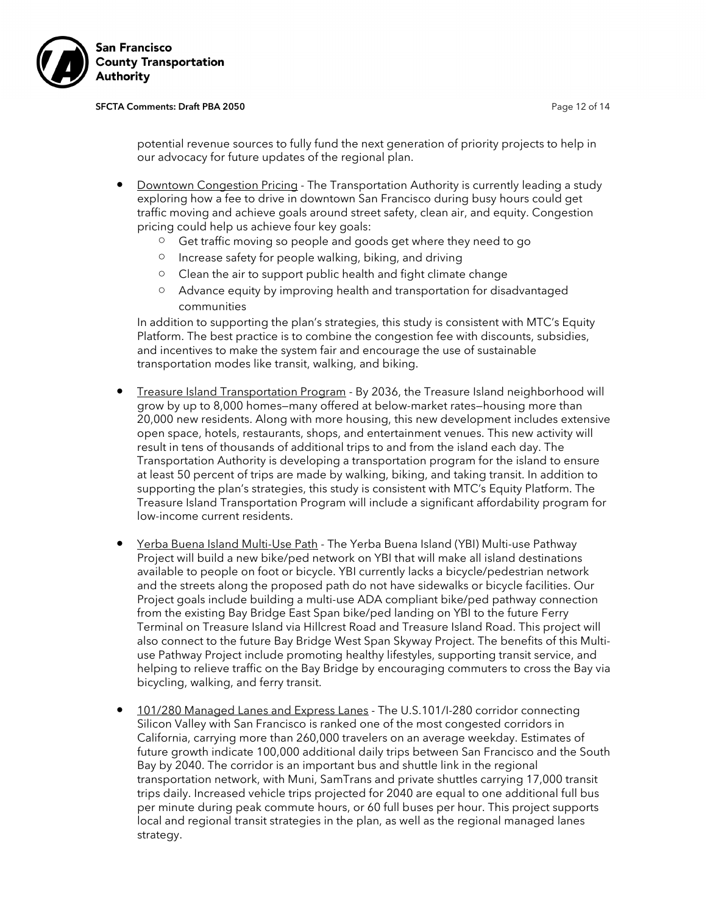potential revenue sources to fully fund the next generation of priority projects to help in our advocacy for future updates of the regional plan.

- Downtown Congestion Pricing - The Transportation Authority is currently leading a study exploring how a fee to drive in downtown San Francisco during busy hours could get traffic moving and achieve goals around street safety, clean air, and equity. Congestion pricing could help us achieve four key goals:
    - Get traffic moving so people and goods get where they need to go
    - Increase safety for people walking, biking, and driving
    - Clean the air to support public health and fight climate change
    - Advance equity by improving health and transportation for disadvantaged communities

  In addition to supporting the plan's strategies, this study is consistent with MTC's Equity Platform. The best practice is to combine the congestion fee with discounts, subsidies, and incentives to make the system fair and encourage the use of sustainable transportation modes like transit, walking, and biking.

- Treasure Island Transportation Program - By 2036, the Treasure Island neighborhood will grow by up to 8,000 homes—many offered at below-market rates—housing more than 20,000 new residents. Along with more housing, this new development includes extensive open space, hotels, restaurants, shops, and entertainment venues. This new activity will result in tens of thousands of additional trips to and from the island each day. The Transportation Authority is developing a transportation program for the island to ensure at least 50 percent of trips are made by walking, biking, and taking transit. In addition to supporting the plan's strategies, this study is consistent with MTC's Equity Platform. The Treasure Island Transportation Program will include a significant affordability program for low-income current residents.

- Yerba Buena Island Multi-Use Path - The Yerba Buena Island (YBI) Multi-use Pathway Project will build a new bike/ped network on YBI that will make all island destinations available to people on foot or bicycle. YBI currently lacks a bicycle/pedestrian network and the streets along the proposed path do not have sidewalks or bicycle facilities. Our Project goals include building a multi-use ADA compliant bike/ped pathway connection from the existing Bay Bridge East Span bike/ped landing on YBI to the future Ferry Terminal on Treasure Island via Hillcrest Road and Treasure Island Road. This project will also connect to the future Bay Bridge West Span Skyway Project. The benefits of this Multi-use Pathway Project include promoting healthy lifestyles, supporting transit service, and helping to relieve traffic on the Bay Bridge by encouraging commuters to cross the Bay via bicycling, walking, and ferry transit.

- 101/280 Managed Lanes and Express Lanes - The U.S.101/I-280 corridor connecting Silicon Valley with San Francisco is ranked one of the most congested corridors in California, carrying more than 260,000 travelers on an average weekday. Estimates of future growth indicate 100,000 additional daily trips between San Francisco and the South Bay by 2040. The corridor is an important bus and shuttle link in the regional transportation network, with Muni, SamTrans and private shuttles carrying 17,000 transit trips daily. Increased vehicle trips projected for 2040 are equal to one additional full bus per minute during peak commute hours, or 60 full buses per hour. This project supports local and regional transit strategies in the plan, as well as the regional managed lanes strategy.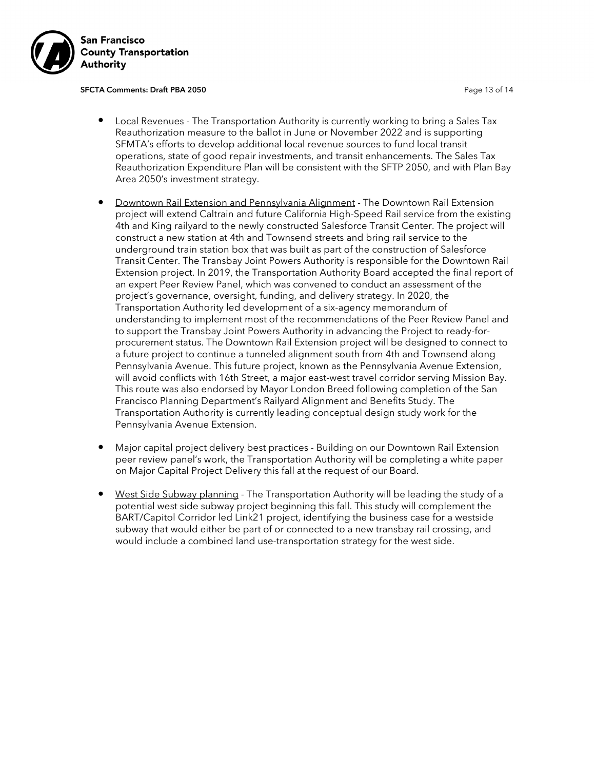- <u>Local Revenues</u> - The Transportation Authority is currently working to bring a Sales Tax Reauthorization measure to the ballot in June or November 2022 and is supporting SFMTA's efforts to develop additional local revenue sources to fund local transit operations, state of good repair investments, and transit enhancements. The Sales Tax Reauthorization Expenditure Plan will be consistent with the SFTP 2050, and with Plan Bay Area 2050's investment strategy.

- <u>Downtown Rail Extension and Pennsylvania Alignment</u> - The Downtown Rail Extension project will extend Caltrain and future California High-Speed Rail service from the existing 4th and King railyard to the newly constructed Salesforce Transit Center. The project will construct a new station at 4th and Townsend streets and bring rail service to the underground train station box that was built as part of the construction of Salesforce Transit Center. The Transbay Joint Powers Authority is responsible for the Downtown Rail Extension project. In 2019, the Transportation Authority Board accepted the final report of an expert Peer Review Panel, which was convened to conduct an assessment of the project's governance, oversight, funding, and delivery strategy. In 2020, the Transportation Authority led development of a six-agency memorandum of understanding to implement most of the recommendations of the Peer Review Panel and to support the Transbay Joint Powers Authority in advancing the Project to ready-for-procurement status. The Downtown Rail Extension project will be designed to connect to a future project to continue a tunneled alignment south from 4th and Townsend along Pennsylvania Avenue. This future project, known as the Pennsylvania Avenue Extension, will avoid conflicts with 16th Street, a major east-west travel corridor serving Mission Bay. This route was also endorsed by Mayor London Breed following completion of the San Francisco Planning Department's Railyard Alignment and Benefits Study. The Transportation Authority is currently leading conceptual design study work for the Pennsylvania Avenue Extension.

- <u>Major capital project delivery best practices</u> - Building on our Downtown Rail Extension peer review panel's work, the Transportation Authority will be completing a white paper on Major Capital Project Delivery this fall at the request of our Board.

- <u>West Side Subway planning</u> - The Transportation Authority will be leading the study of a potential west side subway project beginning this fall. This study will complement the BART/Capitol Corridor led Link21 project, identifying the business case for a westside subway that would either be part of or connected to a new transbay rail crossing, and would include a combined land use-transportation strategy for the west side.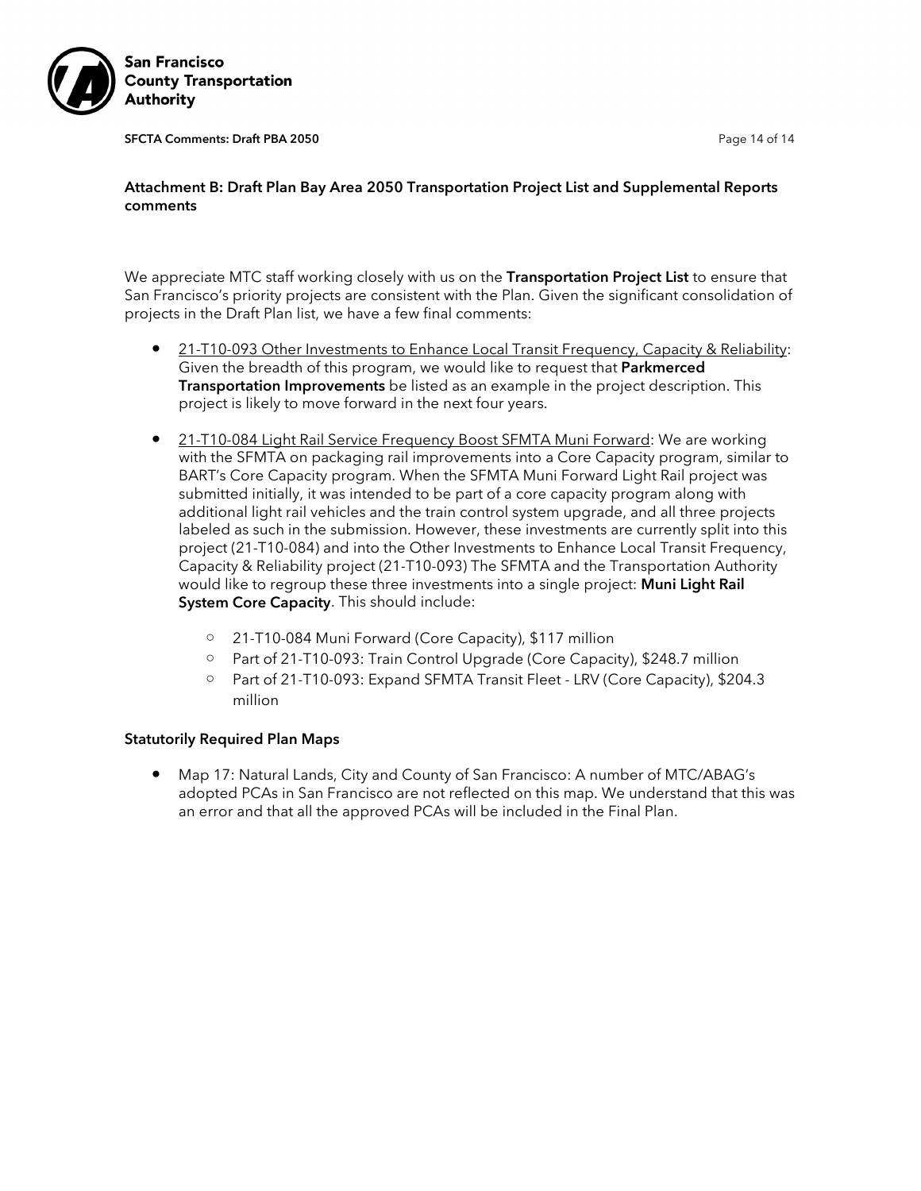### Attachment B: Draft Plan Bay Area 2050 Transportation Project List and Supplemental Reports comments

We appreciate MTC staff working closely with us on the **Transportation Project List** to ensure that San Francisco's priority projects are consistent with the Plan. Given the significant consolidation of projects in the Draft Plan list, we have a few final comments:

- 21-T10-093 Other Investments to Enhance Local Transit Frequency, Capacity & Reliability: Given the breadth of this program, we would like to request that **Parkmerced Transportation Improvements** be listed as an example in the project description. This project is likely to move forward in the next four years.
- 21-T10-084 Light Rail Service Frequency Boost SFMTA Muni Forward: We are working with the SFMTA on packaging rail improvements into a Core Capacity program, similar to BART's Core Capacity program. When the SFMTA Muni Forward Light Rail project was submitted initially, it was intended to be part of a core capacity program along with additional light rail vehicles and the train control system upgrade, and all three projects labeled as such in the submission. However, these investments are currently split into this project (21-T10-084) and into the Other Investments to Enhance Local Transit Frequency, Capacity & Reliability project (21-T10-093) The SFMTA and the Transportation Authority would like to regroup these three investments into a single project: **Muni Light Rail System Core Capacity**. This should include:
  - 21-T10-084 Muni Forward (Core Capacity), $117 million
  - Part of 21-T10-093: Train Control Upgrade (Core Capacity), $248.7 million
  - Part of 21-T10-093: Expand SFMTA Transit Fleet - LRV (Core Capacity), $204.3 million

### Statutorily Required Plan Maps

- Map 17: Natural Lands, City and County of San Francisco: A number of MTC/ABAG's adopted PCAs in San Francisco are not reflected on this map. We understand that this was an error and that all the approved PCAs will be included in the Final Plan.